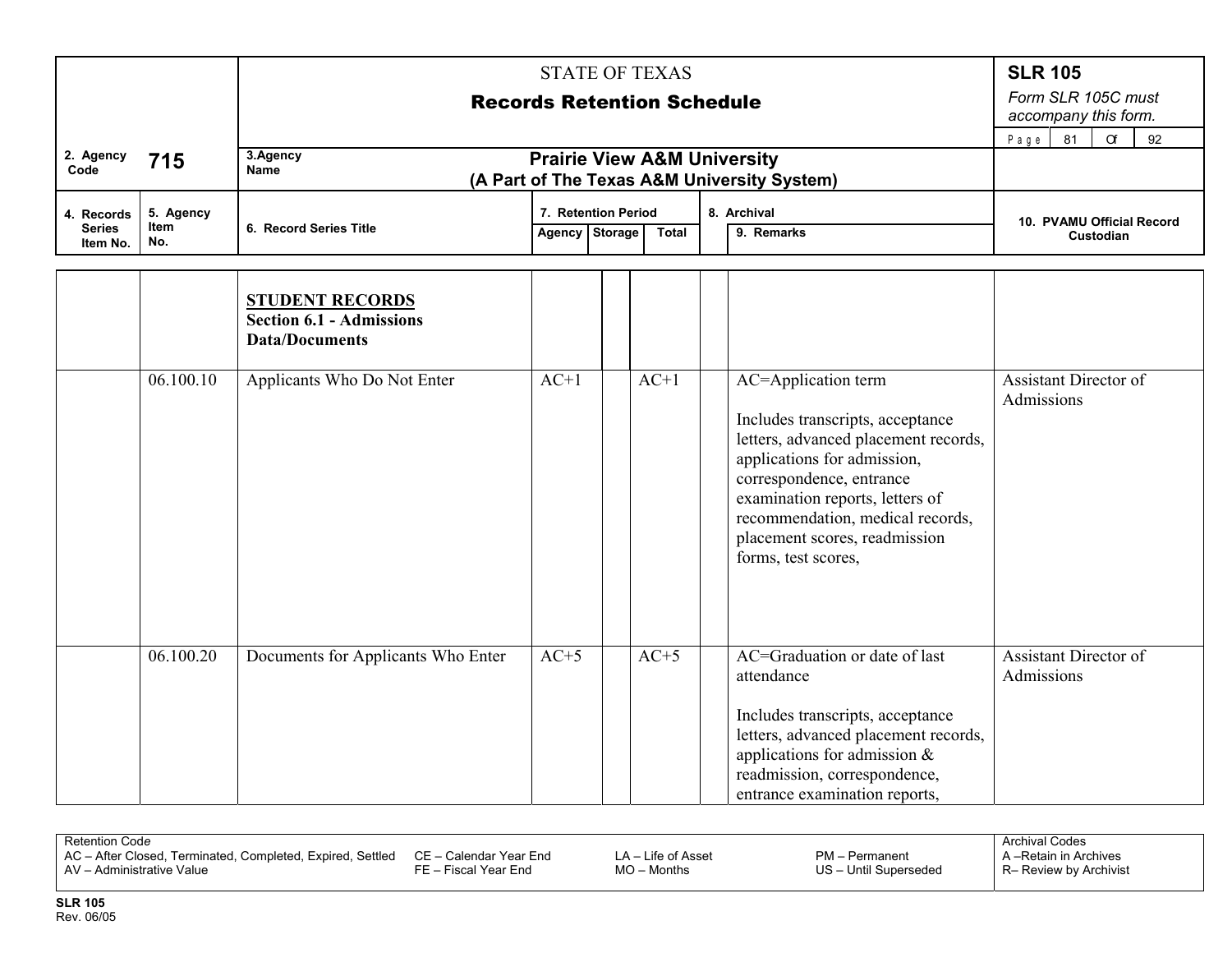STATE OF TEXAS

**Records Retention Schedule**

**SLR 105**

*Form SLR 105C must accompany this form.*

| 2. Agency Code | **715** | 3. Agency Name | **Prairie View A&M University (A Part of The Texas A&M University System)** |
|---|---|---|---|

| 4. Records Series Item No. | 5. Agency Item No. | 6. Record Series Title | 7. Retention Period – Agency | Storage | Total | 8. Archival | 9. Remarks | 10. PVAMU Official Record Custodian |
|---|---|---|---|---|---|---|---|---|
| | | **STUDENT RECORDS** **Section 6.1 - Admissions Data/Documents** | | | | | | |
| | 06.100.10 | Applicants Who Do Not Enter | AC+1 | | AC+1 | | AC=Application term<br><br>Includes transcripts, acceptance letters, advanced placement records, applications for admission, correspondence, entrance examination reports, letters of recommendation, medical records, placement scores, readmission forms, test scores, | Assistant Director of Admissions |
| | 06.100.20 | Documents for Applicants Who Enter | AC+5 | | AC+5 | | AC=Graduation or date of last attendance<br><br>Includes transcripts, acceptance letters, advanced placement records, applications for admission & readmission, correspondence, entrance examination reports, | Assistant Director of Admissions |

Retention Code
AC – After Closed, Terminated, Completed, Expired, Settled
AV – Administrative Value
CE – Calendar Year End
FE – Fiscal Year End
LA – Life of Asset
MO – Months
PM – Permanent
US – Until Superseded

Archival Codes
A – Retain in Archives
R – Review by Archivist

**SLR 105**
Rev. 06/05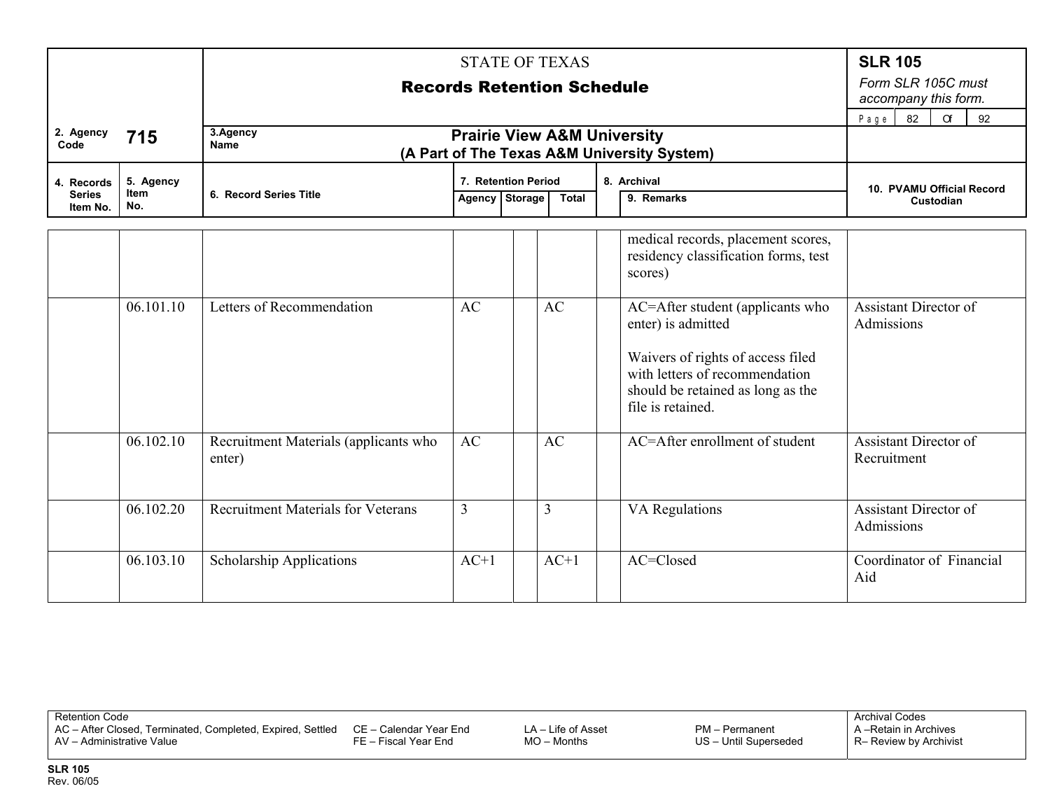STATE OF TEXAS

**Records Retention Schedule**

**SLR 105**

*Form SLR 105C must accompany this form.*

| 2. Agency Code | **715** | 3. Agency Name | **Prairie View A&M University (A Part of The Texas A&M University System)** |
|---|---|---|---|

| 4. Records Series Item No. | 5. Agency Item No. | 6. Record Series Title | 7. Retention Period Agency | Storage | Total | 8. Archival | 9. Remarks | 10. PVAMU Official Record Custodian |
|---|---|---|---|---|---|---|---|---|
| | | | | | | | medical records, placement scores, residency classification forms, test scores) | |
| | 06.101.10 | Letters of Recommendation | AC | | AC | | AC=After student (applicants who enter) is admitted<br><br>Waivers of rights of access filed with letters of recommendation should be retained as long as the file is retained. | Assistant Director of Admissions |
| | 06.102.10 | Recruitment Materials (applicants who enter) | AC | | AC | | AC=After enrollment of student | Assistant Director of Recruitment |
| | 06.102.20 | Recruitment Materials for Veterans | 3 | | 3 | | VA Regulations | Assistant Director of Admissions |
| | 06.103.10 | Scholarship Applications | AC+1 | | AC+1 | | AC=Closed | Coordinator of Financial Aid |

Retention Code
AC – After Closed, Terminated, Completed, Expired, Settled
AV – Administrative Value
CE – Calendar Year End
FE – Fiscal Year End
LA – Life of Asset
MO – Months
PM – Permanent
US – Until Superseded

Archival Codes
A – Retain in Archives
R – Review by Archivist

SLR 105
Rev. 06/05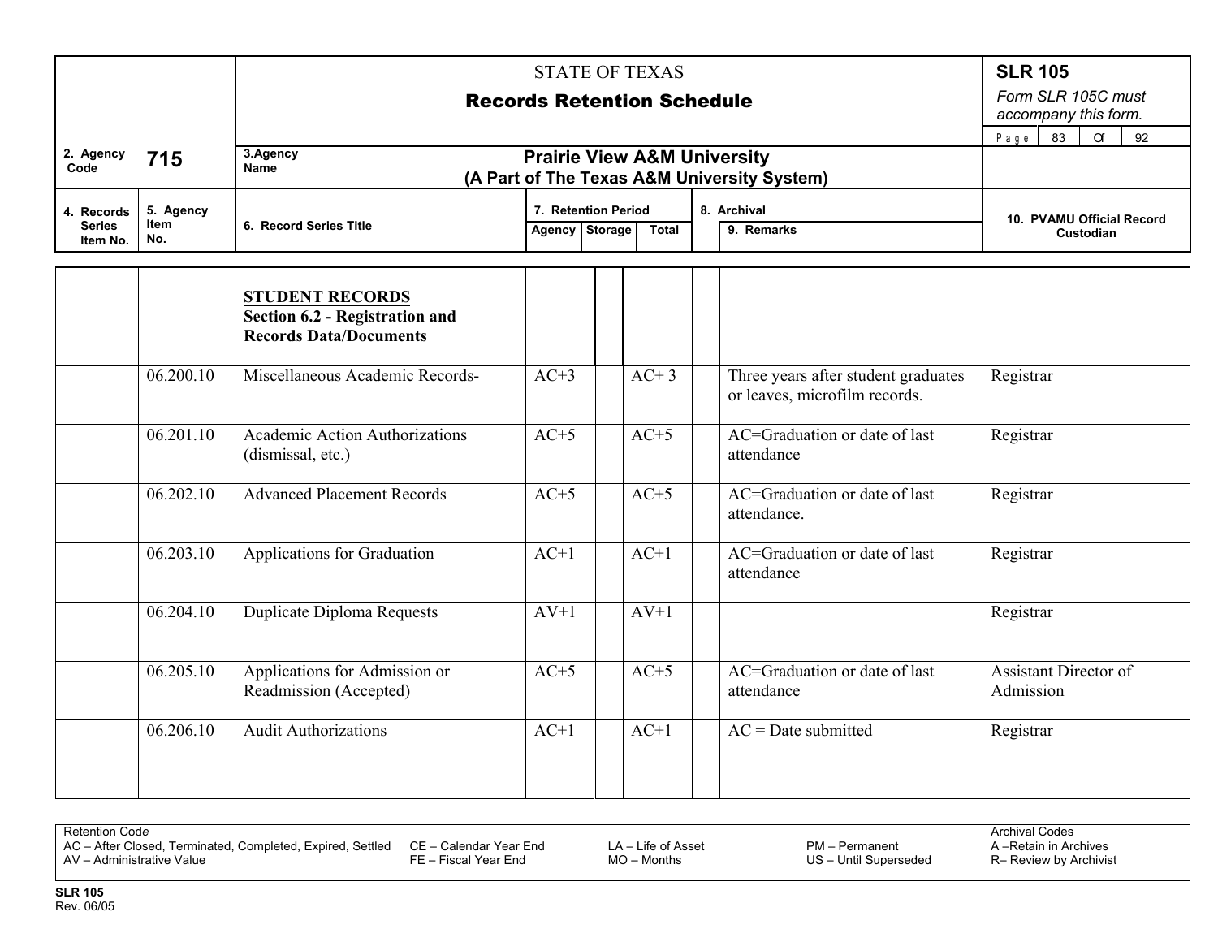STATE OF TEXAS

**Records Retention Schedule**

**SLR 105**

*Form SLR 105C must accompany this form.*

2. Agency Code: **715**

3. Agency Name: **Prairie View A&M University (A Part of The Texas A&M University System)**

| 4. Records Series Item No. | 5. Agency Item No. | 6. Record Series Title | 7. Retention Period Agency | Storage | Total | 8. Archival | 9. Remarks | 10. PVAMU Official Record Custodian |
|---|---|---|---|---|---|---|---|---|
| | | **STUDENT RECORDS** **Section 6.2 - Registration and Records Data/Documents** | | | | | | |
| | 06.200.10 | Miscellaneous Academic Records- | AC+3 | | AC+ 3 | | Three years after student graduates or leaves, microfilm records. | Registrar |
| | 06.201.10 | Academic Action Authorizations (dismissal, etc.) | AC+5 | | AC+5 | | AC=Graduation or date of last attendance | Registrar |
| | 06.202.10 | Advanced Placement Records | AC+5 | | AC+5 | | AC=Graduation or date of last attendance. | Registrar |
| | 06.203.10 | Applications for Graduation | AC+1 | | AC+1 | | AC=Graduation or date of last attendance | Registrar |
| | 06.204.10 | Duplicate Diploma Requests | AV+1 | | AV+1 | | | Registrar |
| | 06.205.10 | Applications for Admission or Readmission (Accepted) | AC+5 | | AC+5 | | AC=Graduation or date of last attendance | Assistant Director of Admission |
| | 06.206.10 | Audit Authorizations | AC+1 | | AC+1 | | AC = Date submitted | Registrar |

Retention Code
AC – After Closed, Terminated, Completed, Expired, Settled
AV – Administrative Value
CE – Calendar Year End
FE – Fiscal Year End
LA – Life of Asset
MO – Months
PM – Permanent
US – Until Superseded

Archival Codes
A –Retain in Archives
R– Review by Archivist

SLR 105
Rev. 06/05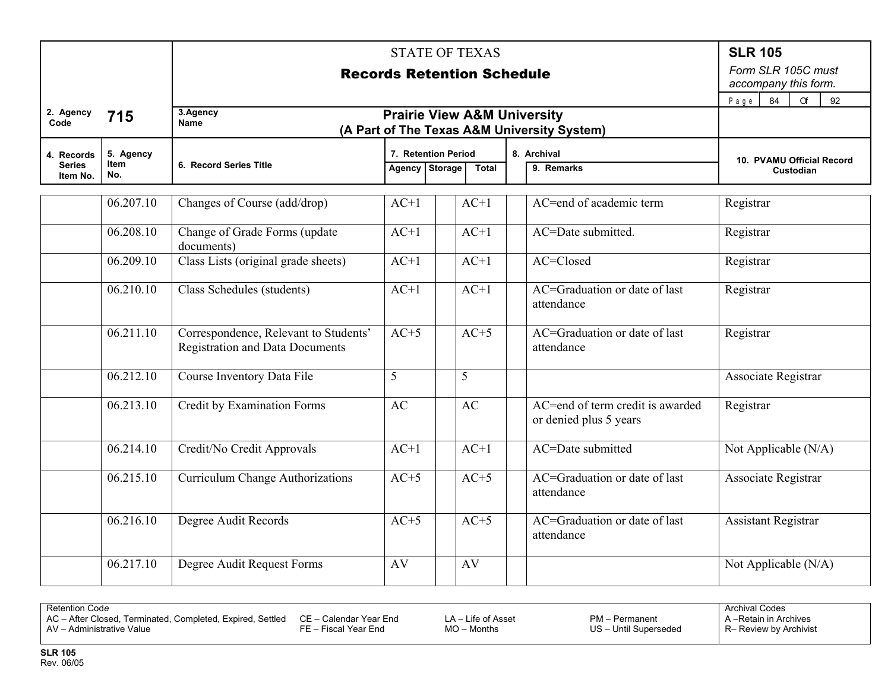# STATE OF TEXAS

## Records Retention Schedule

**SLR 105**

*Form SLR 105C must accompany this form.*

| 2. Agency Code | 715 | 3. Agency Name | **Prairie View A&M University (A Part of The Texas A&M University System)** |
|---|---|---|---|

| 4. Records Series Item No. | 5. Agency Item No. | 6. Record Series Title | 7. Retention Period: Agency | Storage | Total | 8. Archival | 9. Remarks | 10. PVAMU Official Record Custodian |
|---|---|---|---|---|---|---|---|---|
| | 06.207.10 | Changes of Course (add/drop) | AC+1 | | AC+1 | | AC=end of academic term | Registrar |
| | 06.208.10 | Change of Grade Forms (update documents) | AC+1 | | AC+1 | | AC=Date submitted. | Registrar |
| | 06.209.10 | Class Lists (original grade sheets) | AC+1 | | AC+1 | | AC=Closed | Registrar |
| | 06.210.10 | Class Schedules (students) | AC+1 | | AC+1 | | AC=Graduation or date of last attendance | Registrar |
| | 06.211.10 | Correspondence, Relevant to Students' Registration and Data Documents | AC+5 | | AC+5 | | AC=Graduation or date of last attendance | Registrar |
| | 06.212.10 | Course Inventory Data File | 5 | | 5 | | | Associate Registrar |
| | 06.213.10 | Credit by Examination Forms | AC | | AC | | AC=end of term credit is awarded or denied plus 5 years | Registrar |
| | 06.214.10 | Credit/No Credit Approvals | AC+1 | | AC+1 | | AC=Date submitted | Not Applicable (N/A) |
| | 06.215.10 | Curriculum Change Authorizations | AC+5 | | AC+5 | | AC=Graduation or date of last attendance | Associate Registrar |
| | 06.216.10 | Degree Audit Records | AC+5 | | AC+5 | | AC=Graduation or date of last attendance | Assistant Registrar |
| | 06.217.10 | Degree Audit Request Forms | AV | | AV | | | Not Applicable (N/A) |

Retention Code
AC – After Closed, Terminated, Completed, Expired, Settled
AV – Administrative Value
CE – Calendar Year End
FE – Fiscal Year End
LA – Life of Asset
MO – Months
PM – Permanent
US – Until Superseded

Archival Codes
A – Retain in Archives
R – Review by Archivist

SLR 105
Rev. 06/05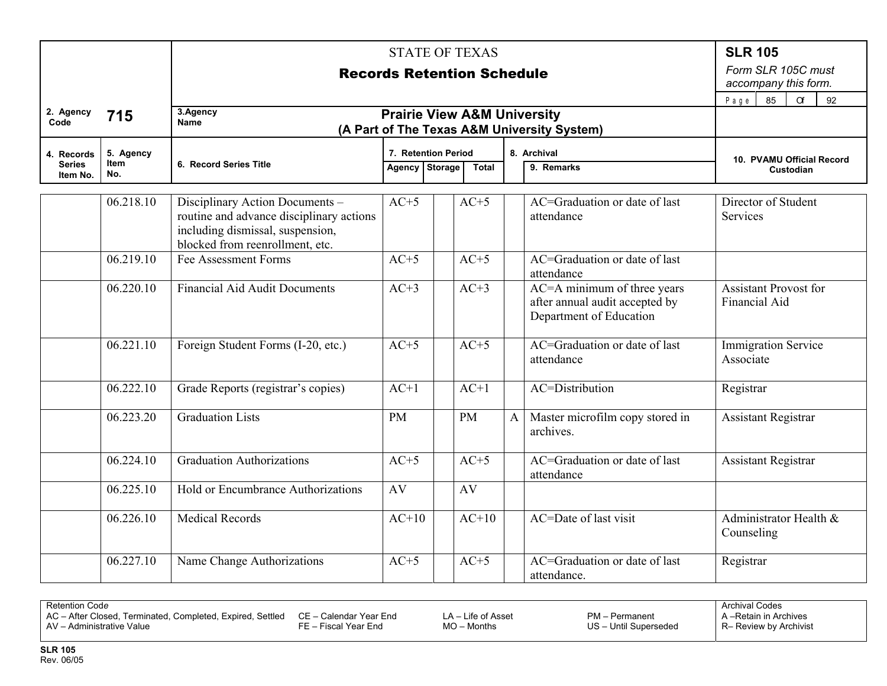STATE OF TEXAS

**Records Retention Schedule**

**SLR 105**

*Form SLR 105C must accompany this form.*

| 2. Agency Code | **715** | 3. Agency Name | **Prairie View A&M University (A Part of The Texas A&M University System)** |
|---|---|---|---|

| 4. Records Series Item No. | 5. Agency Item No. | 6. Record Series Title | 7. Retention Period | | | 8. Archival | 9. Remarks | 10. PVAMU Official Record Custodian |
|---|---|---|---|---|---|---|---|---|
| | | | Agency | Storage | Total | | | |
| | 06.218.10 | Disciplinary Action Documents – routine and advance disciplinary actions including dismissal, suspension, blocked from reenrollment, etc. | AC+5 | | AC+5 | | AC=Graduation or date of last attendance | Director of Student Services |
| | 06.219.10 | Fee Assessment Forms | AC+5 | | AC+5 | | AC=Graduation or date of last attendance | |
| | 06.220.10 | Financial Aid Audit Documents | AC+3 | | AC+3 | | AC=A minimum of three years after annual audit accepted by Department of Education | Assistant Provost for Financial Aid |
| | 06.221.10 | Foreign Student Forms (I-20, etc.) | AC+5 | | AC+5 | | AC=Graduation or date of last attendance | Immigration Service Associate |
| | 06.222.10 | Grade Reports (registrar's copies) | AC+1 | | AC+1 | | AC=Distribution | Registrar |
| | 06.223.20 | Graduation Lists | PM | | PM | A | Master microfilm copy stored in archives. | Assistant Registrar |
| | 06.224.10 | Graduation Authorizations | AC+5 | | AC+5 | | AC=Graduation or date of last attendance | Assistant Registrar |
| | 06.225.10 | Hold or Encumbrance Authorizations | AV | | AV | | | |
| | 06.226.10 | Medical Records | AC+10 | | AC+10 | | AC=Date of last visit | Administrator Health & Counseling |
| | 06.227.10 | Name Change Authorizations | AC+5 | | AC+5 | | AC=Graduation or date of last attendance. | Registrar |

| Retention Code | | | | Archival Codes |
|---|---|---|---|---|
| AC – After Closed, Terminated, Completed, Expired, Settled | CE – Calendar Year End | LA – Life of Asset | PM – Permanent | A – Retain in Archives |
| AV – Administrative Value | FE – Fiscal Year End | MO – Months | US – Until Superseded | R – Review by Archivist |

**SLR 105**
Rev. 06/05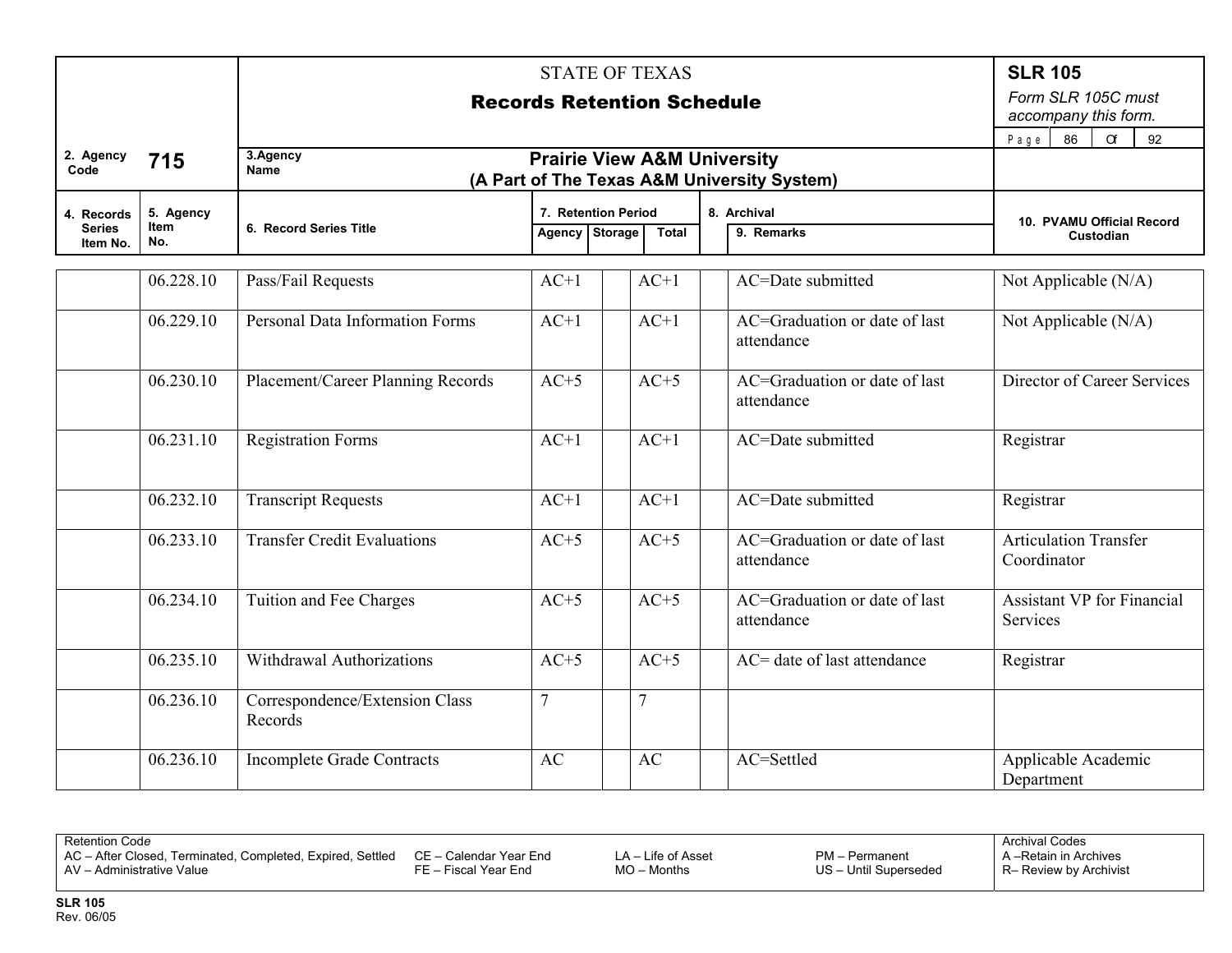# STATE OF TEXAS

## Records Retention Schedule

**SLR 105**

*Form SLR 105C must accompany this form.*

**2. Agency Code:** 715

**3. Agency Name:** Prairie View A&M University (A Part of The Texas A&M University System)

| 4. Records Series Item No. | 5. Agency Item No. | 6. Record Series Title | 7. Retention Period: Agency | Storage | Total | 8. Archival | 9. Remarks | 10. PVAMU Official Record Custodian |
|---|---|---|---|---|---|---|---|---|
| | 06.228.10 | Pass/Fail Requests | AC+1 | | AC+1 | | AC=Date submitted | Not Applicable (N/A) |
| | 06.229.10 | Personal Data Information Forms | AC+1 | | AC+1 | | AC=Graduation or date of last attendance | Not Applicable (N/A) |
| | 06.230.10 | Placement/Career Planning Records | AC+5 | | AC+5 | | AC=Graduation or date of last attendance | Director of Career Services |
| | 06.231.10 | Registration Forms | AC+1 | | AC+1 | | AC=Date submitted | Registrar |
| | 06.232.10 | Transcript Requests | AC+1 | | AC+1 | | AC=Date submitted | Registrar |
| | 06.233.10 | Transfer Credit Evaluations | AC+5 | | AC+5 | | AC=Graduation or date of last attendance | Articulation Transfer Coordinator |
| | 06.234.10 | Tuition and Fee Charges | AC+5 | | AC+5 | | AC=Graduation or date of last attendance | Assistant VP for Financial Services |
| | 06.235.10 | Withdrawal Authorizations | AC+5 | | AC+5 | | AC= date of last attendance | Registrar |
| | 06.236.10 | Correspondence/Extension Class Records | 7 | | 7 | | | |
| | 06.236.10 | Incomplete Grade Contracts | AC | | AC | | AC=Settled | Applicable Academic Department |

Retention Code
AC – After Closed, Terminated, Completed, Expired, Settled
AV – Administrative Value
CE – Calendar Year End
FE – Fiscal Year End
LA – Life of Asset
MO – Months
PM – Permanent
US – Until Superseded

Archival Codes
A –Retain in Archives
R– Review by Archivist

**SLR 105**
Rev. 06/05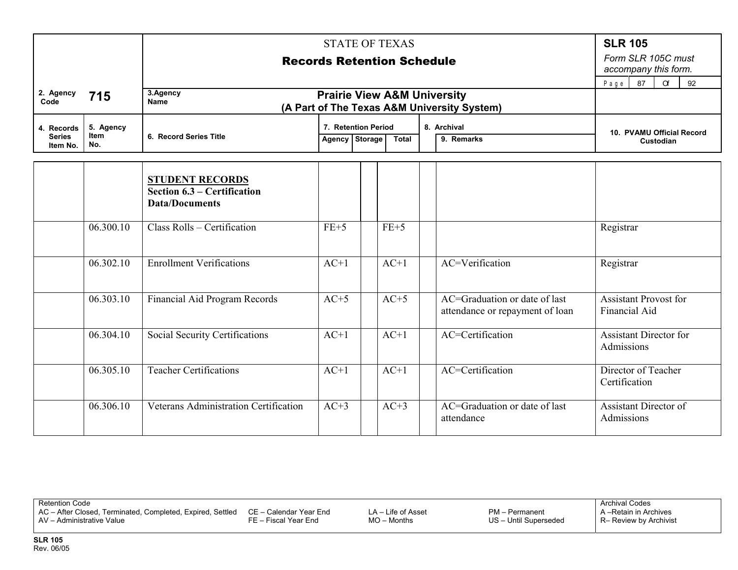STATE OF TEXAS

**Records Retention Schedule**

**SLR 105**

*Form SLR 105C must accompany this form.*

2. Agency Code: **715**

3. Agency Name: **Prairie View A&M University (A Part of The Texas A&M University System)**

| 4. Records Series Item No. | 5. Agency Item No. | 6. Record Series Title | 7. Retention Period Agency | Storage | Total | 8. Archival | 9. Remarks | 10. PVAMU Official Record Custodian |
|---|---|---|---|---|---|---|---|---|
| | | **STUDENT RECORDS** **Section 6.3 – Certification Data/Documents** | | | | | | |
| | 06.300.10 | Class Rolls – Certification | FE+5 | | FE+5 | | | Registrar |
| | 06.302.10 | Enrollment Verifications | AC+1 | | AC+1 | | AC=Verification | Registrar |
| | 06.303.10 | Financial Aid Program Records | AC+5 | | AC+5 | | AC=Graduation or date of last attendance or repayment of loan | Assistant Provost for Financial Aid |
| | 06.304.10 | Social Security Certifications | AC+1 | | AC+1 | | AC=Certification | Assistant Director for Admissions |
| | 06.305.10 | Teacher Certifications | AC+1 | | AC+1 | | AC=Certification | Director of Teacher Certification |
| | 06.306.10 | Veterans Administration Certification | AC+3 | | AC+3 | | AC=Graduation or date of last attendance | Assistant Director of Admissions |

Retention Code
AC – After Closed, Terminated, Completed, Expired, Settled
AV – Administrative Value
CE – Calendar Year End
FE – Fiscal Year End
LA – Life of Asset
MO – Months
PM – Permanent
US – Until Superseded

Archival Codes
A – Retain in Archives
R – Review by Archivist

SLR 105
Rev. 06/05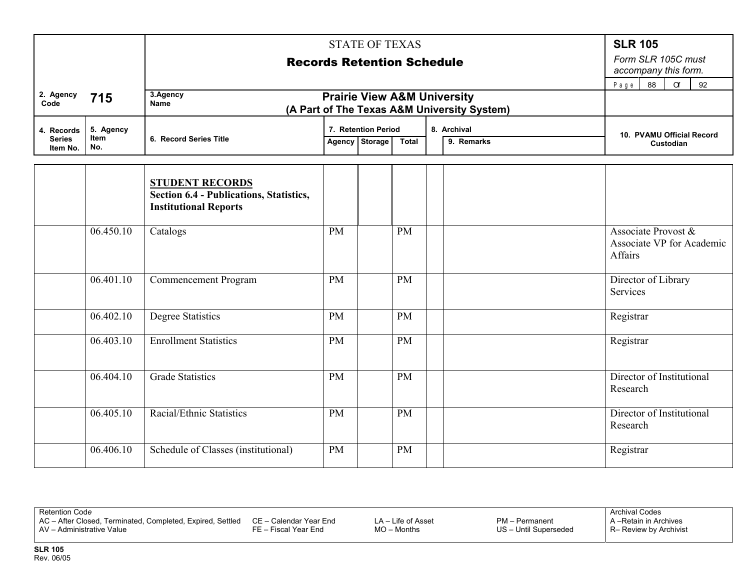STATE OF TEXAS

**Records Retention Schedule**

**SLR 105**

*Form SLR 105C must accompany this form.*

| 2. Agency Code | 715 | 3. Agency Name | Prairie View A&M University (A Part of The Texas A&M University System) |
|---|---|---|---|

| 4. Records Series Item No. | 5. Agency Item No. | 6. Record Series Title | 7. Retention Period Agency | Storage | Total | 8. Archival | 9. Remarks | 10. PVAMU Official Record Custodian |
|---|---|---|---|---|---|---|---|---|
| | | **STUDENT RECORDS** **Section 6.4 - Publications, Statistics, Institutional Reports** | | | | | | |
| | 06.450.10 | Catalogs | PM | | PM | | | Associate Provost & Associate VP for Academic Affairs |
| | 06.401.10 | Commencement Program | PM | | PM | | | Director of Library Services |
| | 06.402.10 | Degree Statistics | PM | | PM | | | Registrar |
| | 06.403.10 | Enrollment Statistics | PM | | PM | | | Registrar |
| | 06.404.10 | Grade Statistics | PM | | PM | | | Director of Institutional Research |
| | 06.405.10 | Racial/Ethnic Statistics | PM | | PM | | | Director of Institutional Research |
| | 06.406.10 | Schedule of Classes (institutional) | PM | | PM | | | Registrar |

Retention Code
AC – After Closed, Terminated, Completed, Expired, Settled
AV – Administrative Value
CE – Calendar Year End
FE – Fiscal Year End
LA – Life of Asset
MO – Months
PM – Permanent
US – Until Superseded

Archival Codes
A – Retain in Archives
R – Review by Archivist

**SLR 105**
Rev. 06/05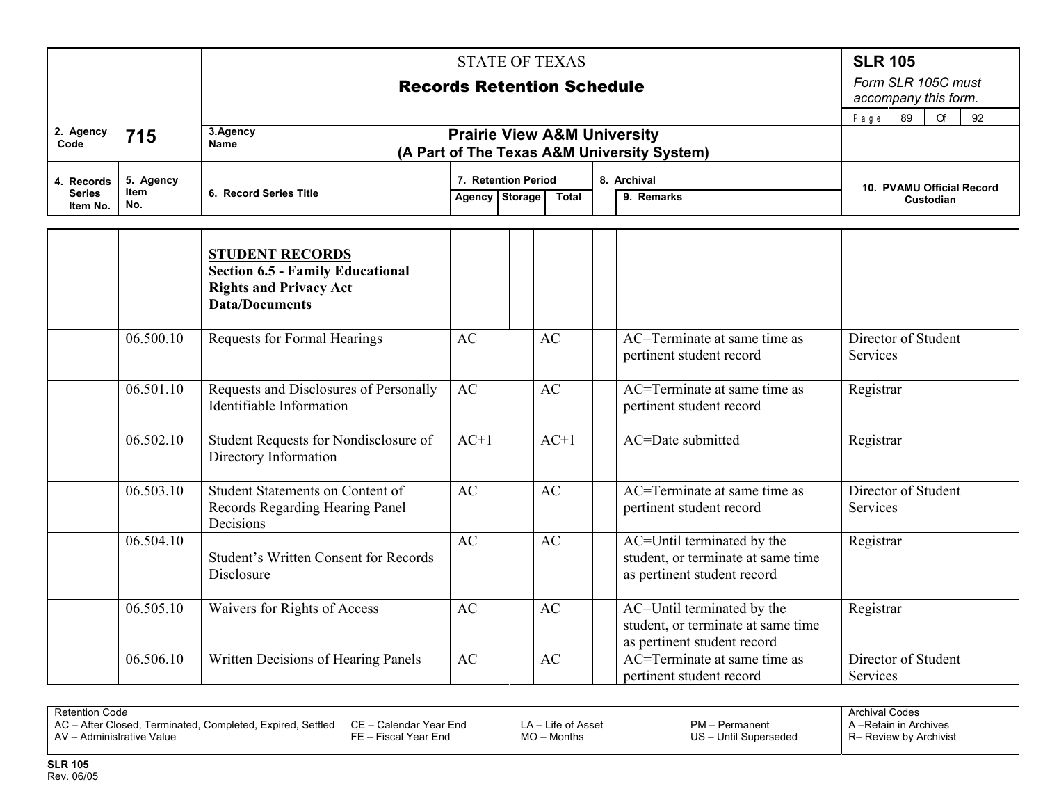STATE OF TEXAS

**Records Retention Schedule**

**SLR 105**

*Form SLR 105C must accompany this form.*

| 2. Agency Code | **715** | 3. Agency Name | **Prairie View A&M University (A Part of The Texas A&M University System)** |
|---|---|---|---|

| 4. Records Series Item No. | 5. Agency Item No. | 6. Record Series Title | 7. Retention Period – Agency | Storage | Total | 8. Archival | 9. Remarks | 10. PVAMU Official Record Custodian |
|---|---|---|---|---|---|---|---|---|
| | | **STUDENT RECORDS** **Section 6.5 - Family Educational Rights and Privacy Act Data/Documents** | | | | | | |
| | 06.500.10 | Requests for Formal Hearings | AC | | AC | | AC=Terminate at same time as pertinent student record | Director of Student Services |
| | 06.501.10 | Requests and Disclosures of Personally Identifiable Information | AC | | AC | | AC=Terminate at same time as pertinent student record | Registrar |
| | 06.502.10 | Student Requests for Nondisclosure of Directory Information | AC+1 | | AC+1 | | AC=Date submitted | Registrar |
| | 06.503.10 | Student Statements on Content of Records Regarding Hearing Panel Decisions | AC | | AC | | AC=Terminate at same time as pertinent student record | Director of Student Services |
| | 06.504.10 | Student's Written Consent for Records Disclosure | AC | | AC | | AC=Until terminated by the student, or terminate at same time as pertinent student record | Registrar |
| | 06.505.10 | Waivers for Rights of Access | AC | | AC | | AC=Until terminated by the student, or terminate at same time as pertinent student record | Registrar |
| | 06.506.10 | Written Decisions of Hearing Panels | AC | | AC | | AC=Terminate at same time as pertinent student record | Director of Student Services |

Retention Code
AC – After Closed, Terminated, Completed, Expired, Settled
AV – Administrative Value
CE – Calendar Year End
FE – Fiscal Year End
LA – Life of Asset
MO – Months
PM – Permanent
US – Until Superseded

Archival Codes
A – Retain in Archives
R – Review by Archivist

**SLR 105**
Rev. 06/05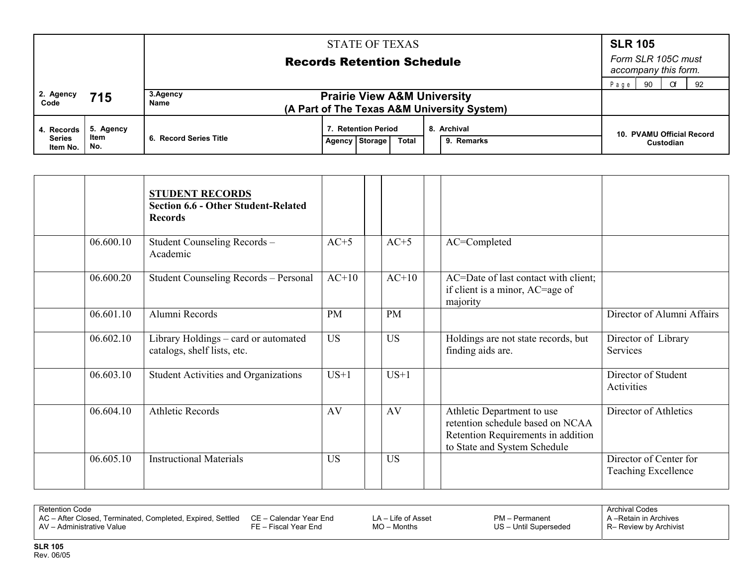STATE OF TEXAS

**Records Retention Schedule**

**SLR 105**

*Form SLR 105C must accompany this form.*

2. Agency Code: **715**

3. Agency Name: **Prairie View A&M University (A Part of The Texas A&M University System)**

| 4. Records Series Item No. | 5. Agency Item No. | 6. Record Series Title | 7. Retention Period Agency | Storage | Total | 8. Archival | 9. Remarks | 10. PVAMU Official Record Custodian |
|---|---|---|---|---|---|---|---|---|
| | | **STUDENT RECORDS** **Section 6.6 - Other Student-Related Records** | | | | | | |
| | 06.600.10 | Student Counseling Records – Academic | AC+5 | | AC+5 | | AC=Completed | |
| | 06.600.20 | Student Counseling Records – Personal | AC+10 | | AC+10 | | AC=Date of last contact with client; if client is a minor, AC=age of majority | |
| | 06.601.10 | Alumni Records | PM | | PM | | | Director of Alumni Affairs |
| | 06.602.10 | Library Holdings – card or automated catalogs, shelf lists, etc. | US | | US | | Holdings are not state records, but finding aids are. | Director of Library Services |
| | 06.603.10 | Student Activities and Organizations | US+1 | | US+1 | | | Director of Student Activities |
| | 06.604.10 | Athletic Records | AV | | AV | | Athletic Department to use retention schedule based on NCAA Retention Requirements in addition to State and System Schedule | Director of Athletics |
| | 06.605.10 | Instructional Materials | US | | US | | | Director of Center for Teaching Excellence |

Retention Code
AC – After Closed, Terminated, Completed, Expired, Settled
AV – Administrative Value
CE – Calendar Year End
FE – Fiscal Year End
LA – Life of Asset
MO – Months
PM – Permanent
US – Until Superseded

Archival Codes
A – Retain in Archives
R – Review by Archivist

SLR 105
Rev. 06/05